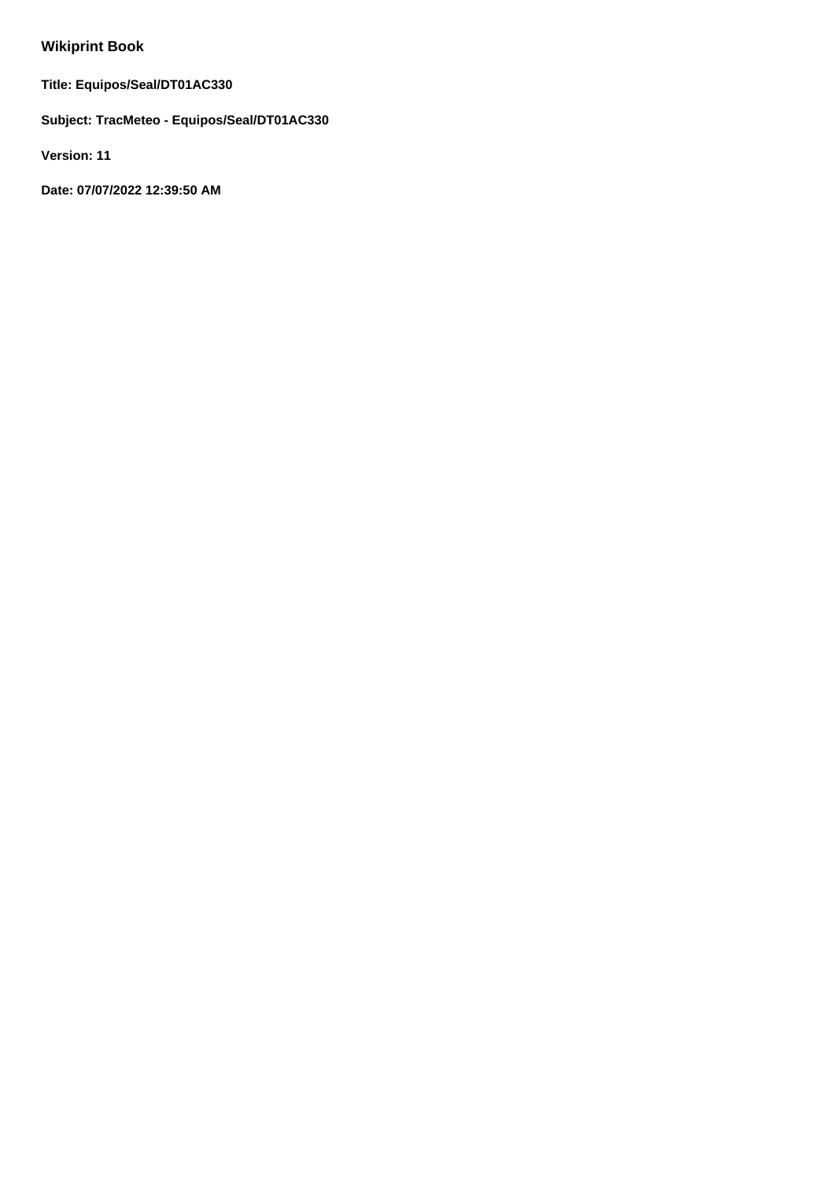# Wikiprint Book

**Title: Equipos/Seal/DT01AC330**

**Subject: TracMeteo - Equipos/Seal/DT01AC330**

**Version: 11**

**Date: 07/07/2022 12:39:50 AM**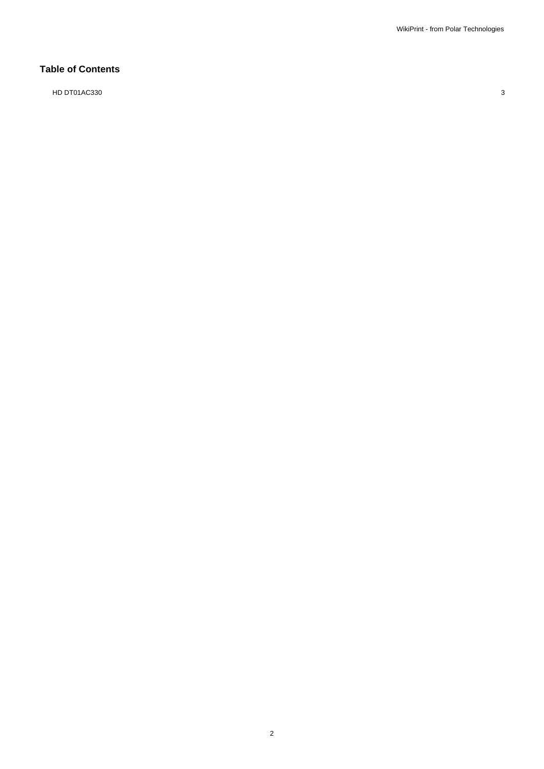## Table of Contents

HD DT01AC330 3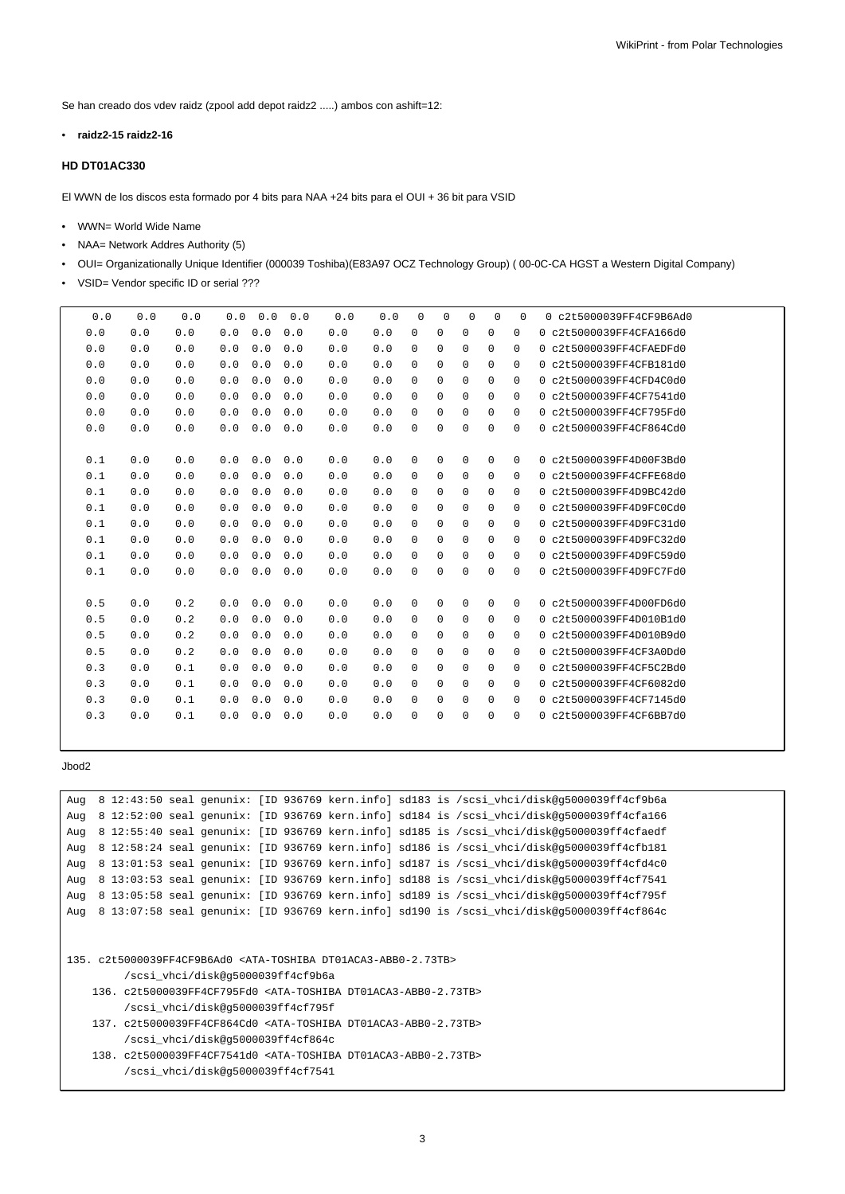Se han creado dos vdev raidz (zpool add depot raidz2 .....) ambos con ashift=12:

- **raidz2-15 raidz2-16**

### HD DT01AC330

El WWN de los discos esta formado por 4 bits para NAA +24 bits para el OUI + 36 bit para VSID

- WWN= World Wide Name
- NAA= Network Addres Authority (5)
- OUI= Organizationally Unique Identifier (000039 Toshiba)(E83A97 OCZ Technology Group) ( 00-0C-CA HGST a Western Digital Company)
- VSID= Vendor specific ID or serial ???

```
  0.0    0.0    0.0    0.0  0.0  0.0    0.0    0.0   0   0   0   0   0   0 c2t5000039FF4CF9B6Ad0
  0.0    0.0    0.0    0.0  0.0  0.0    0.0    0.0   0   0   0   0   0   0 c2t5000039FF4CFA166d0
  0.0    0.0    0.0    0.0  0.0  0.0    0.0    0.0   0   0   0   0   0   0 c2t5000039FF4CFAEDFd0
  0.0    0.0    0.0    0.0  0.0  0.0    0.0    0.0   0   0   0   0   0   0 c2t5000039FF4CFB181d0
  0.0    0.0    0.0    0.0  0.0  0.0    0.0    0.0   0   0   0   0   0   0 c2t5000039FF4CFD4C0d0
  0.0    0.0    0.0    0.0  0.0  0.0    0.0    0.0   0   0   0   0   0   0 c2t5000039FF4CF7541d0
  0.0    0.0    0.0    0.0  0.0  0.0    0.0    0.0   0   0   0   0   0   0 c2t5000039FF4CF795Fd0
  0.0    0.0    0.0    0.0  0.0  0.0    0.0    0.0   0   0   0   0   0   0 c2t5000039FF4CF864Cd0

  0.1    0.0    0.0    0.0  0.0  0.0    0.0    0.0   0   0   0   0   0   0 c2t5000039FF4D00F3Bd0
  0.1    0.0    0.0    0.0  0.0  0.0    0.0    0.0   0   0   0   0   0   0 c2t5000039FF4CFFE68d0
  0.1    0.0    0.0    0.0  0.0  0.0    0.0    0.0   0   0   0   0   0   0 c2t5000039FF4D9BC42d0
  0.1    0.0    0.0    0.0  0.0  0.0    0.0    0.0   0   0   0   0   0   0 c2t5000039FF4D9FC0Cd0
  0.1    0.0    0.0    0.0  0.0  0.0    0.0    0.0   0   0   0   0   0   0 c2t5000039FF4D9FC31d0
  0.1    0.0    0.0    0.0  0.0  0.0    0.0    0.0   0   0   0   0   0   0 c2t5000039FF4D9FC32d0
  0.1    0.0    0.0    0.0  0.0  0.0    0.0    0.0   0   0   0   0   0   0 c2t5000039FF4D9FC59d0
  0.1    0.0    0.0    0.0  0.0  0.0    0.0    0.0   0   0   0   0   0   0 c2t5000039FF4D9FC7Fd0

  0.5    0.0    0.2    0.0  0.0  0.0    0.0    0.0   0   0   0   0   0   0 c2t5000039FF4D00FD6d0
  0.5    0.0    0.2    0.0  0.0  0.0    0.0    0.0   0   0   0   0   0   0 c2t5000039FF4D010B1d0
  0.5    0.0    0.2    0.0  0.0  0.0    0.0    0.0   0   0   0   0   0   0 c2t5000039FF4D010B9d0
  0.5    0.0    0.2    0.0  0.0  0.0    0.0    0.0   0   0   0   0   0   0 c2t5000039FF4CF3A0Dd0
  0.3    0.0    0.1    0.0  0.0  0.0    0.0    0.0   0   0   0   0   0   0 c2t5000039FF4CF5C2Bd0
  0.3    0.0    0.1    0.0  0.0  0.0    0.0    0.0   0   0   0   0   0   0 c2t5000039FF4CF6082d0
  0.3    0.0    0.1    0.0  0.0  0.0    0.0    0.0   0   0   0   0   0   0 c2t5000039FF4CF7145d0
  0.3    0.0    0.1    0.0  0.0  0.0    0.0    0.0   0   0   0   0   0   0 c2t5000039FF4CF6BB7d0
```

Jbod2

```
Aug  8 12:43:50 seal genunix: [ID 936769 kern.info] sd183 is /scsi_vhci/disk@g5000039ff4cf9b6a
Aug  8 12:52:00 seal genunix: [ID 936769 kern.info] sd184 is /scsi_vhci/disk@g5000039ff4cfa166
Aug  8 12:55:40 seal genunix: [ID 936769 kern.info] sd185 is /scsi_vhci/disk@g5000039ff4cfaedf
Aug  8 12:58:24 seal genunix: [ID 936769 kern.info] sd186 is /scsi_vhci/disk@g5000039ff4cfb181
Aug  8 13:01:53 seal genunix: [ID 936769 kern.info] sd187 is /scsi_vhci/disk@g5000039ff4cfd4c0
Aug  8 13:03:53 seal genunix: [ID 936769 kern.info] sd188 is /scsi_vhci/disk@g5000039ff4cf7541
Aug  8 13:05:58 seal genunix: [ID 936769 kern.info] sd189 is /scsi_vhci/disk@g5000039ff4cf795f
Aug  8 13:07:58 seal genunix: [ID 936769 kern.info] sd190 is /scsi_vhci/disk@g5000039ff4cf864c


135. c2t5000039FF4CF9B6Ad0 <ATA-TOSHIBA DT01ACA3-ABB0-2.73TB>
       /scsi_vhci/disk@g5000039ff4cf9b6a
   136. c2t5000039FF4CF795Fd0 <ATA-TOSHIBA DT01ACA3-ABB0-2.73TB>
       /scsi_vhci/disk@g5000039ff4cf795f
   137. c2t5000039FF4CF864Cd0 <ATA-TOSHIBA DT01ACA3-ABB0-2.73TB>
       /scsi_vhci/disk@g5000039ff4cf864c
   138. c2t5000039FF4CF7541d0 <ATA-TOSHIBA DT01ACA3-ABB0-2.73TB>
       /scsi_vhci/disk@g5000039ff4cf7541
```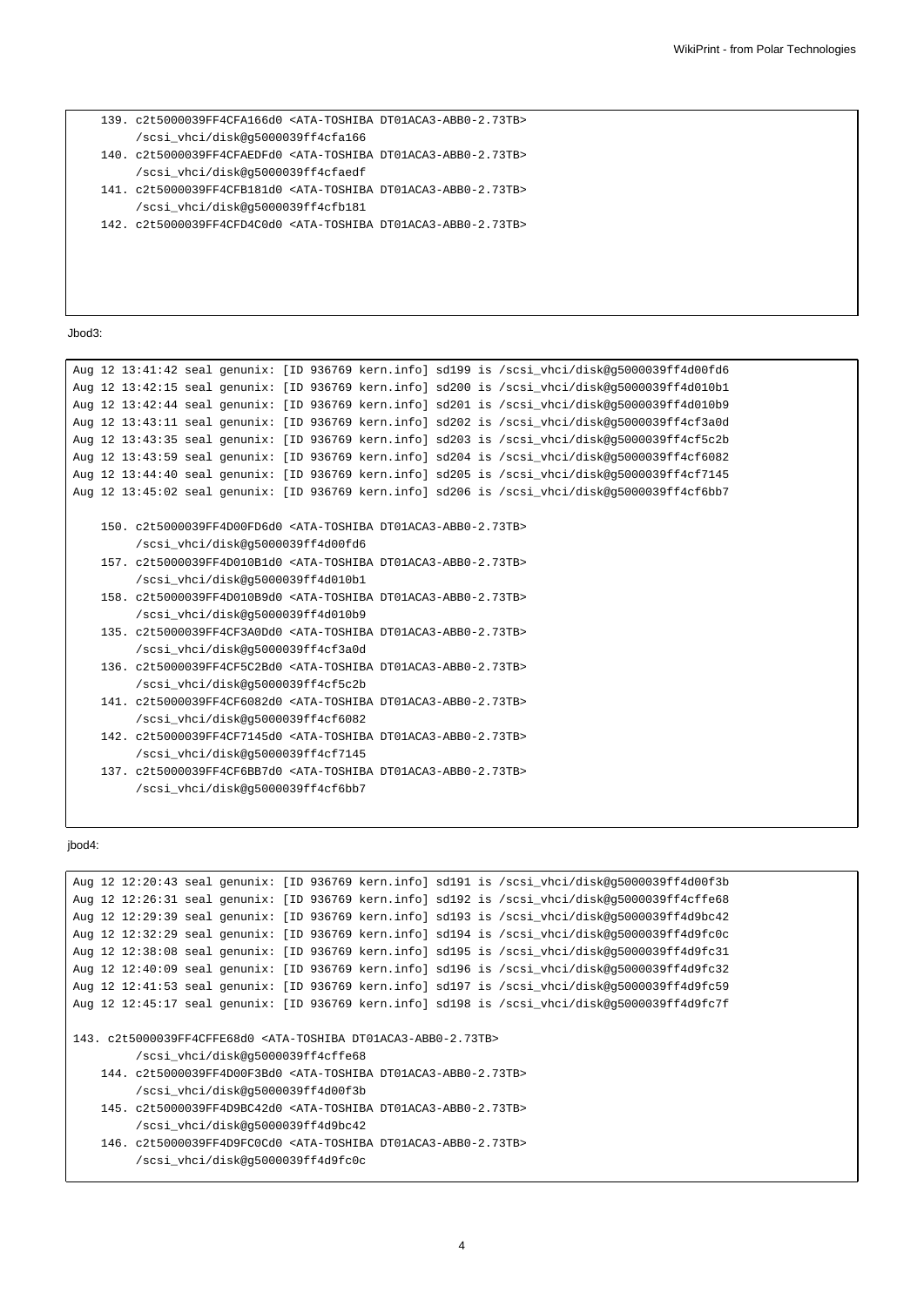```
    139. c2t5000039FF4CFA166d0 <ATA-TOSHIBA DT01ACA3-ABB0-2.73TB>
         /scsi_vhci/disk@g5000039ff4cfa166
    140. c2t5000039FF4CFAEDFd0 <ATA-TOSHIBA DT01ACA3-ABB0-2.73TB>
         /scsi_vhci/disk@g5000039ff4cfaedf
    141. c2t5000039FF4CFB181d0 <ATA-TOSHIBA DT01ACA3-ABB0-2.73TB>
         /scsi_vhci/disk@g5000039ff4cfb181
    142. c2t5000039FF4CFD4C0d0 <ATA-TOSHIBA DT01ACA3-ABB0-2.73TB>
```

Jbod3:

```
Aug 12 13:41:42 seal genunix: [ID 936769 kern.info] sd199 is /scsi_vhci/disk@g5000039ff4d00fd6
Aug 12 13:42:15 seal genunix: [ID 936769 kern.info] sd200 is /scsi_vhci/disk@g5000039ff4d010b1
Aug 12 13:42:44 seal genunix: [ID 936769 kern.info] sd201 is /scsi_vhci/disk@g5000039ff4d010b9
Aug 12 13:43:11 seal genunix: [ID 936769 kern.info] sd202 is /scsi_vhci/disk@g5000039ff4cf3a0d
Aug 12 13:43:35 seal genunix: [ID 936769 kern.info] sd203 is /scsi_vhci/disk@g5000039ff4cf5c2b
Aug 12 13:43:59 seal genunix: [ID 936769 kern.info] sd204 is /scsi_vhci/disk@g5000039ff4cf6082
Aug 12 13:44:40 seal genunix: [ID 936769 kern.info] sd205 is /scsi_vhci/disk@g5000039ff4cf7145
Aug 12 13:45:02 seal genunix: [ID 936769 kern.info] sd206 is /scsi_vhci/disk@g5000039ff4cf6bb7

    150. c2t5000039FF4D00FD6d0 <ATA-TOSHIBA DT01ACA3-ABB0-2.73TB>
         /scsi_vhci/disk@g5000039ff4d00fd6
    157. c2t5000039FF4D010B1d0 <ATA-TOSHIBA DT01ACA3-ABB0-2.73TB>
         /scsi_vhci/disk@g5000039ff4d010b1
    158. c2t5000039FF4D010B9d0 <ATA-TOSHIBA DT01ACA3-ABB0-2.73TB>
         /scsi_vhci/disk@g5000039ff4d010b9
    135. c2t5000039FF4CF3A0Dd0 <ATA-TOSHIBA DT01ACA3-ABB0-2.73TB>
         /scsi_vhci/disk@g5000039ff4cf3a0d
    136. c2t5000039FF4CF5C2Bd0 <ATA-TOSHIBA DT01ACA3-ABB0-2.73TB>
         /scsi_vhci/disk@g5000039ff4cf5c2b
    141. c2t5000039FF4CF6082d0 <ATA-TOSHIBA DT01ACA3-ABB0-2.73TB>
         /scsi_vhci/disk@g5000039ff4cf6082
    142. c2t5000039FF4CF7145d0 <ATA-TOSHIBA DT01ACA3-ABB0-2.73TB>
         /scsi_vhci/disk@g5000039ff4cf7145
    137. c2t5000039FF4CF6BB7d0 <ATA-TOSHIBA DT01ACA3-ABB0-2.73TB>
         /scsi_vhci/disk@g5000039ff4cf6bb7
```

jbod4:

```
Aug 12 12:20:43 seal genunix: [ID 936769 kern.info] sd191 is /scsi_vhci/disk@g5000039ff4d00f3b
Aug 12 12:26:31 seal genunix: [ID 936769 kern.info] sd192 is /scsi_vhci/disk@g5000039ff4cffe68
Aug 12 12:29:39 seal genunix: [ID 936769 kern.info] sd193 is /scsi_vhci/disk@g5000039ff4d9bc42
Aug 12 12:32:29 seal genunix: [ID 936769 kern.info] sd194 is /scsi_vhci/disk@g5000039ff4d9fc0c
Aug 12 12:38:08 seal genunix: [ID 936769 kern.info] sd195 is /scsi_vhci/disk@g5000039ff4d9fc31
Aug 12 12:40:09 seal genunix: [ID 936769 kern.info] sd196 is /scsi_vhci/disk@g5000039ff4d9fc32
Aug 12 12:41:53 seal genunix: [ID 936769 kern.info] sd197 is /scsi_vhci/disk@g5000039ff4d9fc59
Aug 12 12:45:17 seal genunix: [ID 936769 kern.info] sd198 is /scsi_vhci/disk@g5000039ff4d9fc7f

143. c2t5000039FF4CFFE68d0 <ATA-TOSHIBA DT01ACA3-ABB0-2.73TB>
         /scsi_vhci/disk@g5000039ff4cffe68
    144. c2t5000039FF4D00F3Bd0 <ATA-TOSHIBA DT01ACA3-ABB0-2.73TB>
         /scsi_vhci/disk@g5000039ff4d00f3b
    145. c2t5000039FF4D9BC42d0 <ATA-TOSHIBA DT01ACA3-ABB0-2.73TB>
         /scsi_vhci/disk@g5000039ff4d9bc42
    146. c2t5000039FF4D9FC0Cd0 <ATA-TOSHIBA DT01ACA3-ABB0-2.73TB>
         /scsi_vhci/disk@g5000039ff4d9fc0c
```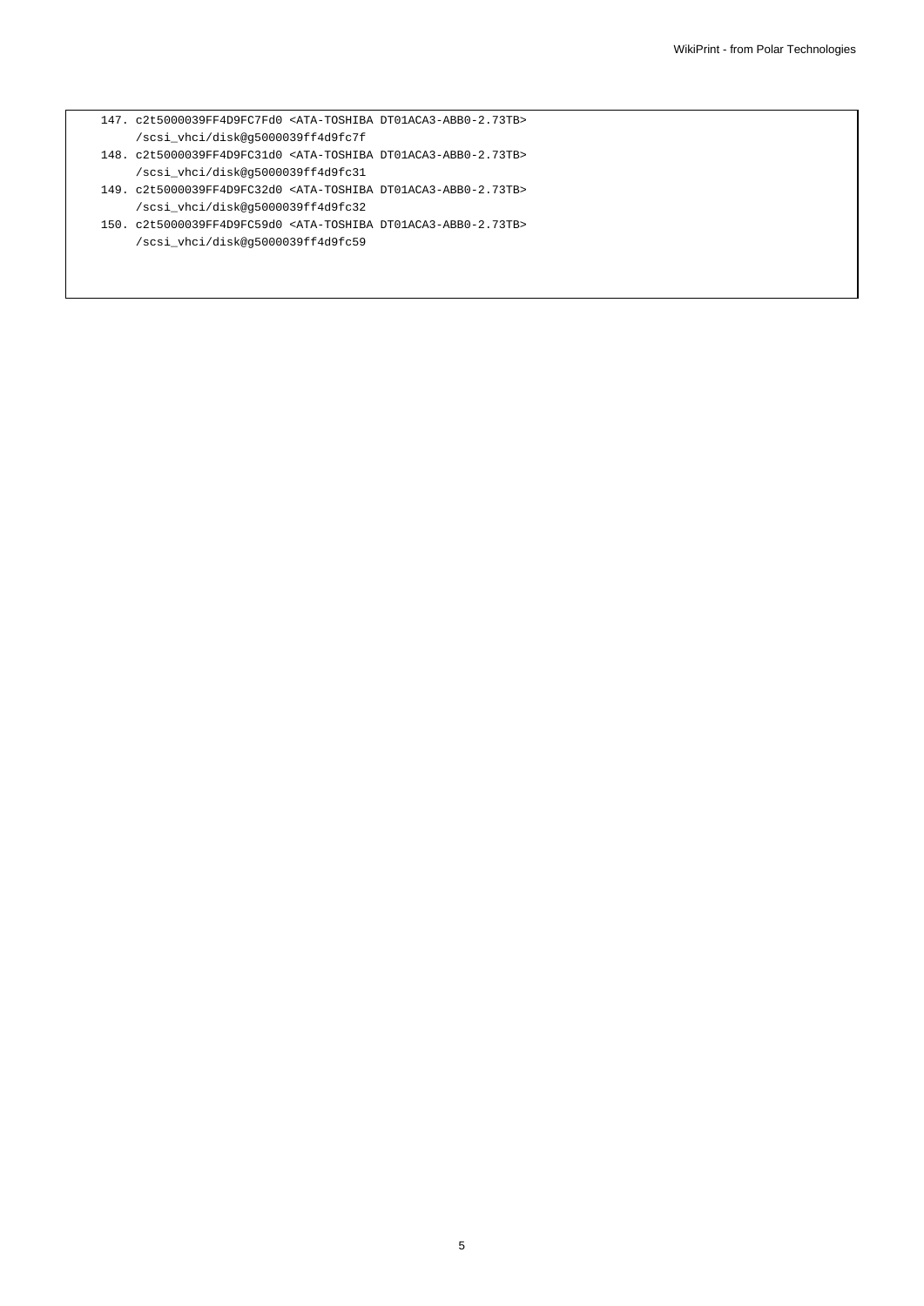```
 147. c2t5000039FF4D9FC7Fd0 <ATA-TOSHIBA DT01ACA3-ABB0-2.73TB>
      /scsi_vhci/disk@g5000039ff4d9fc7f
 148. c2t5000039FF4D9FC31d0 <ATA-TOSHIBA DT01ACA3-ABB0-2.73TB>
      /scsi_vhci/disk@g5000039ff4d9fc31
 149. c2t5000039FF4D9FC32d0 <ATA-TOSHIBA DT01ACA3-ABB0-2.73TB>
      /scsi_vhci/disk@g5000039ff4d9fc32
 150. c2t5000039FF4D9FC59d0 <ATA-TOSHIBA DT01ACA3-ABB0-2.73TB>
      /scsi_vhci/disk@g5000039ff4d9fc59
```